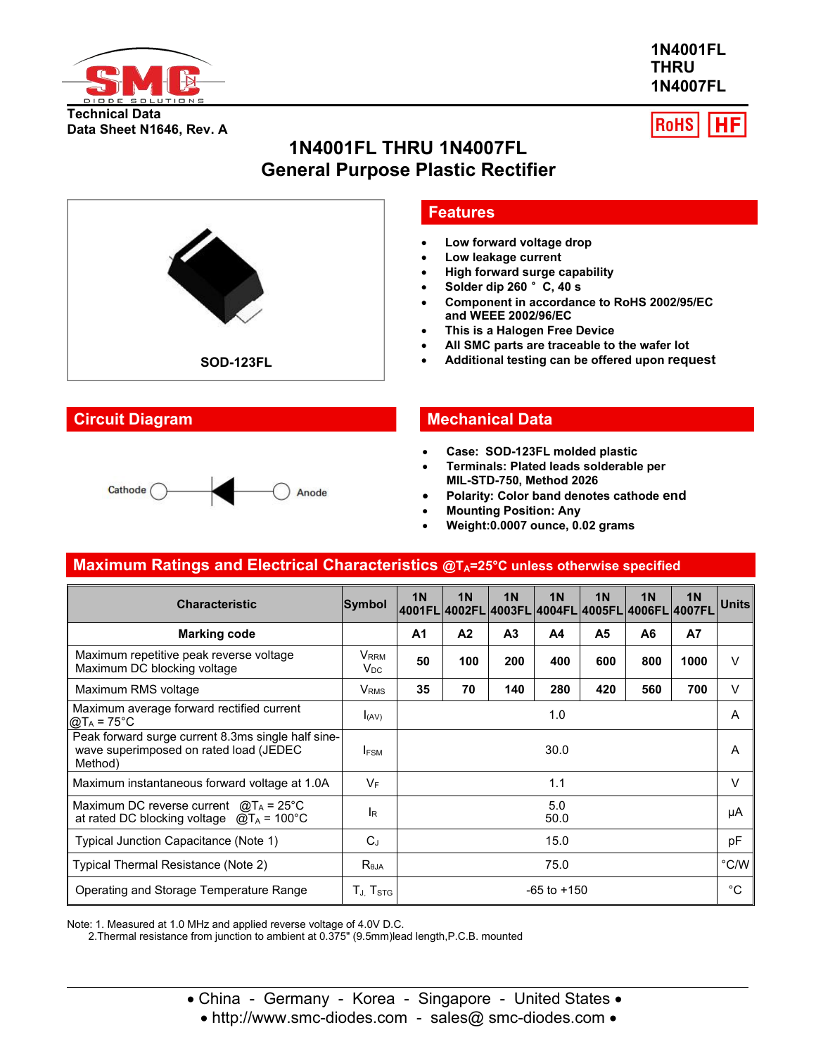1N4001FL
THRU
1N4007FL

Technical Data
Data Sheet N1646, Rev. A

RoHS HF

# 1N4001FL THRU 1N4007FL
# General Purpose Plastic Rectifier

SOD-123FL

## Features

- Low forward voltage drop
- Low leakage current
- High forward surge capability
- Solder dip 260 ° C, 40 s
- Component in accordance to RoHS 2002/95/EC and WEEE 2002/96/EC
- This is a Halogen Free Device
- All SMC parts are traceable to the wafer lot
- Additional testing can be offered upon request

## Circuit Diagram

Cathode — Anode

## Mechanical Data

- Case: SOD-123FL molded plastic
- Terminals: Plated leads solderable per MIL-STD-750, Method 2026
- Polarity: Color band denotes cathode end
- Mounting Position: Any
- Weight:0.0007 ounce, 0.02 grams

## Maximum Ratings and Electrical Characteristics @$T_A$=25°C unless otherwise specified

| Characteristic | Symbol | 1N 4001FL | 1N 4002FL | 1N 4003FL | 1N 4004FL | 1N 4005FL | 1N 4006FL | 1N 4007FL | Units |
|---|---|---|---|---|---|---|---|---|---|
| Marking code | | A1 | A2 | A3 | A4 | A5 | A6 | A7 | |
| Maximum repetitive peak reverse voltage<br>Maximum DC blocking voltage | $V_{RRM}$<br>$V_{DC}$ | 50 | 100 | 200 | 400 | 600 | 800 | 1000 | V |
| Maximum RMS voltage | $V_{RMS}$ | 35 | 70 | 140 | 280 | 420 | 560 | 700 | V |
| Maximum average forward rectified current @$T_A$ = 75°C | $I_{(AV)}$ | 1.0 | | | | | | | A |
| Peak forward surge current 8.3ms single half sine-wave superimposed on rated load (JEDEC Method) | $I_{FSM}$ | 30.0 | | | | | | | A |
| Maximum instantaneous forward voltage at 1.0A | $V_F$ | 1.1 | | | | | | | V |
| Maximum DC reverse current @$T_A$ = 25°C<br>at rated DC blocking voltage @$T_A$ = 100°C | $I_R$ | 5.0<br>50.0 | | | | | | | μA |
| Typical Junction Capacitance (Note 1) | $C_J$ | 15.0 | | | | | | | pF |
| Typical Thermal Resistance (Note 2) | $R_{θJA}$ | 75.0 | | | | | | | °C/W |
| Operating and Storage Temperature Range | $T_J$, $T_{STG}$ | -65 to +150 | | | | | | | °C |

Note: 1. Measured at 1.0 MHz and applied reverse voltage of 4.0V D.C.
2.Thermal resistance from junction to ambient at 0.375" (9.5mm)lead length,P.C.B. mounted

• China - Germany - Korea - Singapore - United States •
• http://www.smc-diodes.com - sales@ smc-diodes.com •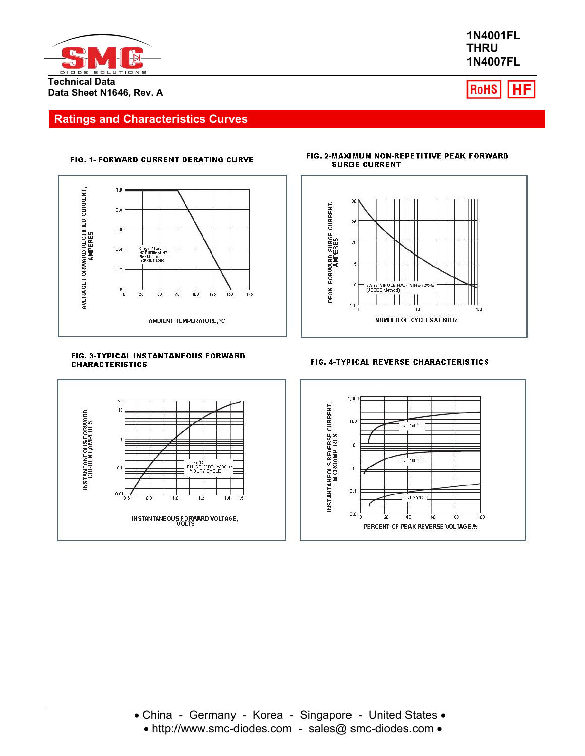# 1N4001FL THRU 1N4007FL

Technical Data
Data Sheet N1646, Rev. A

RoHS HF

## Ratings and Characteristics Curves

FIG. 1- FORWARD CURRENT DERATING CURVE

AVERAGE FORWARD RECTIFIED CURRENT, AMPERES

Single Phase Half Wave 60Hz Resistive or Inductive Load

AMBIENT TEMPERATURE, ℃

FIG. 2-MAXIMUM NON-REPETITIVE PEAK FORWARD SURGE CURRENT

PEAK FORWARD SURGE CURRENT, AMPERES

8.3ms SINGLE HALF SINE-WAVE (JEDEC Method)

NUMBER OF CYCLES AT 60Hz

FIG. 3-TYPICAL INSTANTANEOUS FORWARD CHARACTERISTICS

INSTANTANEOUS FORWARD CURRENT, AMPERES

$T_J$=25℃
PULSE WIDTH=300 μs
1% DUTY CYCLE

INSTANTANEOUS FORWARD VOLTAGE, VOLTS

FIG. 4-TYPICAL REVERSE CHARACTERISTICS

INSTANTANEOUS REVERSE CURRENT, MICROAMPERES

TJ=150°C

TJ=100°C

TJ=25°C

PERCENT OF PEAK REVERSE VOLTAGE,%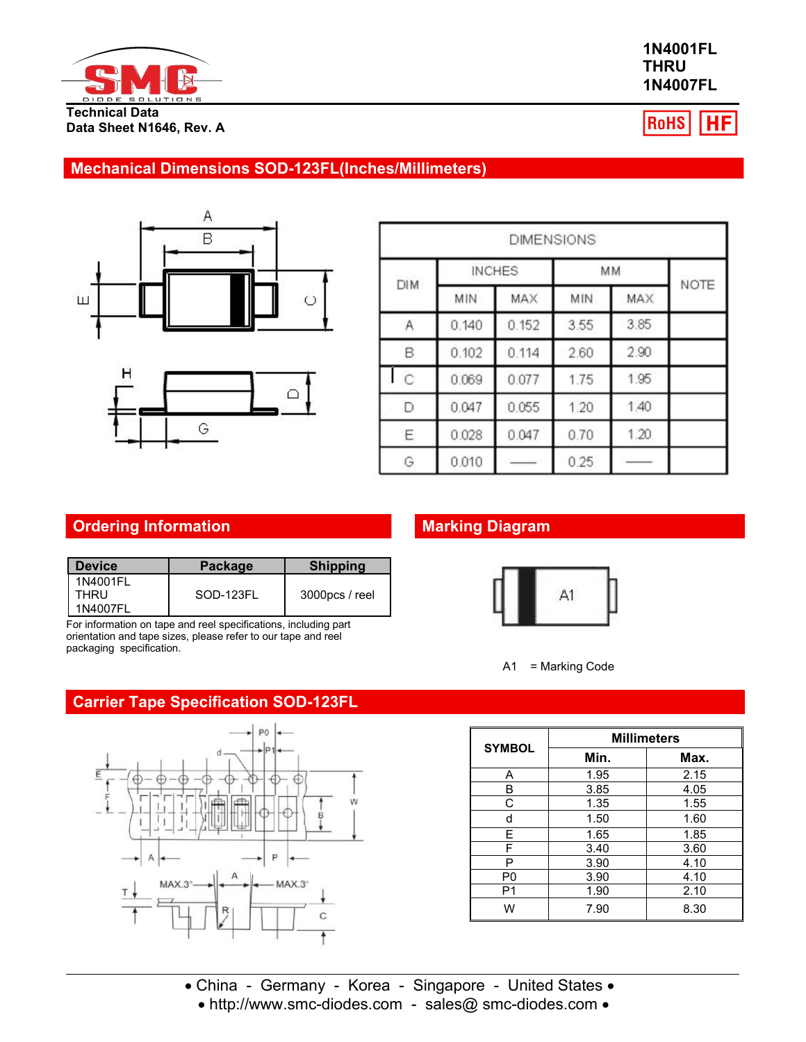1N4001FL
THRU
1N4007FL

Technical Data
Data Sheet N1646, Rev. A

RoHS HF

## Mechanical Dimensions SOD-123FL(Inches/Millimeters)

| DIM | INCHES | | MM | | NOTE |
|---|---|---|---|---|---|
| | MIN | MAX | MIN | MAX | |
| A | 0.140 | 0.152 | 3.55 | 3.85 | |
| B | 0.102 | 0.114 | 2.60 | 2.90 | |
| C | 0.069 | 0.077 | 1.75 | 1.95 | |
| D | 0.047 | 0.055 | 1.20 | 1.40 | |
| E | 0.028 | 0.047 | 0.70 | 1.20 | |
| G | 0.010 | —— | 0.25 | —— | |

## Ordering Information

| Device | Package | Shipping |
|---|---|---|
| 1N4001FL THRU 1N4007FL | SOD-123FL | 3000pcs / reel |

For information on tape and reel specifications, including part orientation and tape sizes, please refer to our tape and reel packaging specification.

## Marking Diagram

A1 = Marking Code

## Carrier Tape Specification SOD-123FL

| SYMBOL | Millimeters | |
|---|---|---|
| | Min. | Max. |
| A | 1.95 | 2.15 |
| B | 3.85 | 4.05 |
| C | 1.35 | 1.55 |
| d | 1.50 | 1.60 |
| E | 1.65 | 1.85 |
| F | 3.40 | 3.60 |
| P | 3.90 | 4.10 |
| P0 | 3.90 | 4.10 |
| P1 | 1.90 | 2.10 |
| W | 7.90 | 8.30 |

• China - Germany - Korea - Singapore - United States •
• http://www.smc-diodes.com - sales@ smc-diodes.com •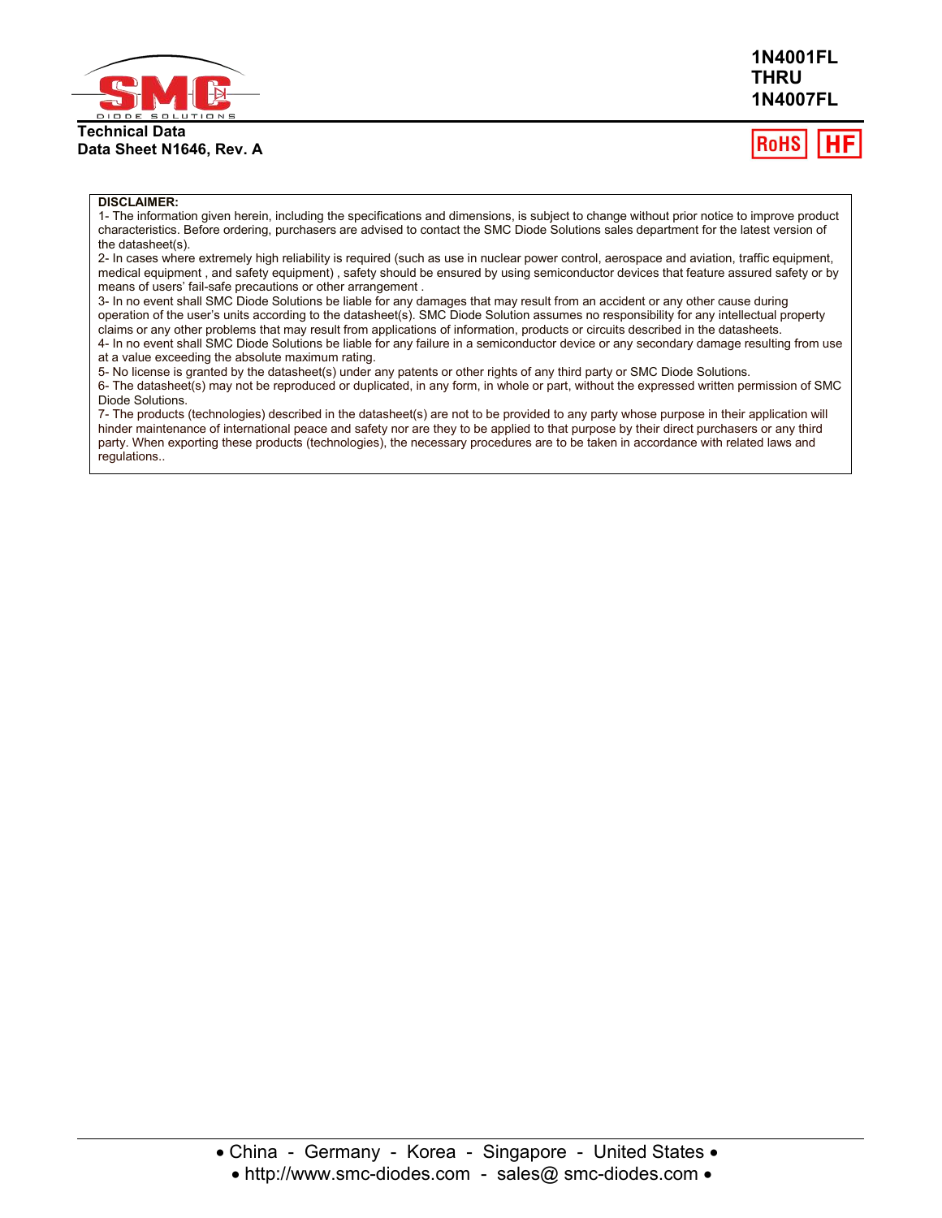**Technical Data**
**Data Sheet N1646, Rev. A**

**1N4001FL THRU 1N4007FL**

RoHS HF

**DISCLAIMER:**

1- The information given herein, including the specifications and dimensions, is subject to change without prior notice to improve product characteristics. Before ordering, purchasers are advised to contact the SMC Diode Solutions sales department for the latest version of the datasheet(s).
2- In cases where extremely high reliability is required (such as use in nuclear power control, aerospace and aviation, traffic equipment, medical equipment , and safety equipment) , safety should be ensured by using semiconductor devices that feature assured safety or by means of users' fail-safe precautions or other arrangement .
3- In no event shall SMC Diode Solutions be liable for any damages that may result from an accident or any other cause during operation of the user's units according to the datasheet(s). SMC Diode Solution assumes no responsibility for any intellectual property claims or any other problems that may result from applications of information, products or circuits described in the datasheets.
4- In no event shall SMC Diode Solutions be liable for any failure in a semiconductor device or any secondary damage resulting from use at a value exceeding the absolute maximum rating.
5- No license is granted by the datasheet(s) under any patents or other rights of any third party or SMC Diode Solutions.
6- The datasheet(s) may not be reproduced or duplicated, in any form, in whole or part, without the expressed written permission of SMC Diode Solutions.
7- The products (technologies) described in the datasheet(s) are not to be provided to any party whose purpose in their application will hinder maintenance of international peace and safety nor are they to be applied to that purpose by their direct purchasers or any third party. When exporting these products (technologies), the necessary procedures are to be taken in accordance with related laws and regulations..

• China - Germany - Korea - Singapore - United States •
• http://www.smc-diodes.com - sales@ smc-diodes.com •